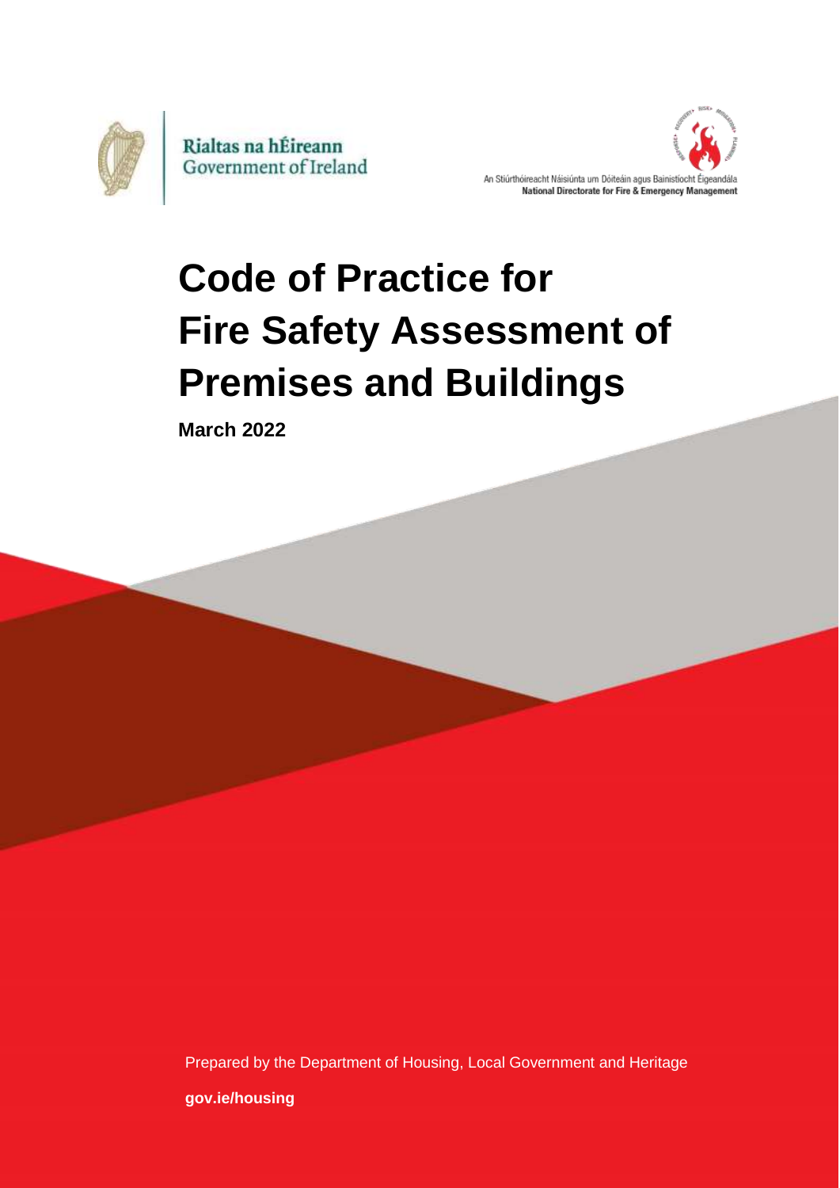Rialtas na hÉireann
Government of Ireland

An Stiúrthóireacht Náisiúnta um Dóiteáin agus Bainistíocht Éigeandála
**National Directorate for Fire & Emergency Management**

# Code of Practice for Fire Safety Assessment of Premises and Buildings

**March 2022**

Prepared by the Department of Housing, Local Government and Heritage

**gov.ie/housing**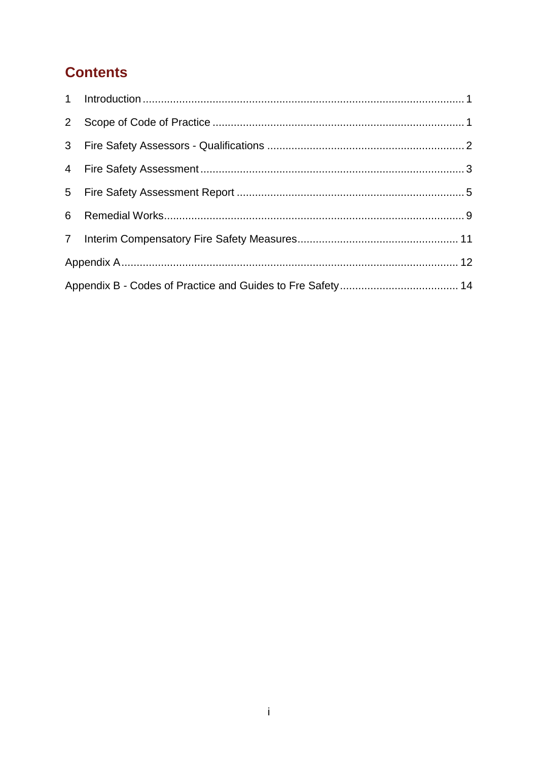# Contents

1 Introduction ........................................................................................................ 1

2 Scope of Code of Practice .................................................................................. 1

3 Fire Safety Assessors - Qualifications ................................................................ 2

4 Fire Safety Assessment ...................................................................................... 3

5 Fire Safety Assessment Report .......................................................................... 5

6 Remedial Works.................................................................................................. 9

7 Interim Compensatory Fire Safety Measures.................................................... 11

Appendix A............................................................................................................. 12

Appendix B - Codes of Practice and Guides to Fre Safety....................................... 14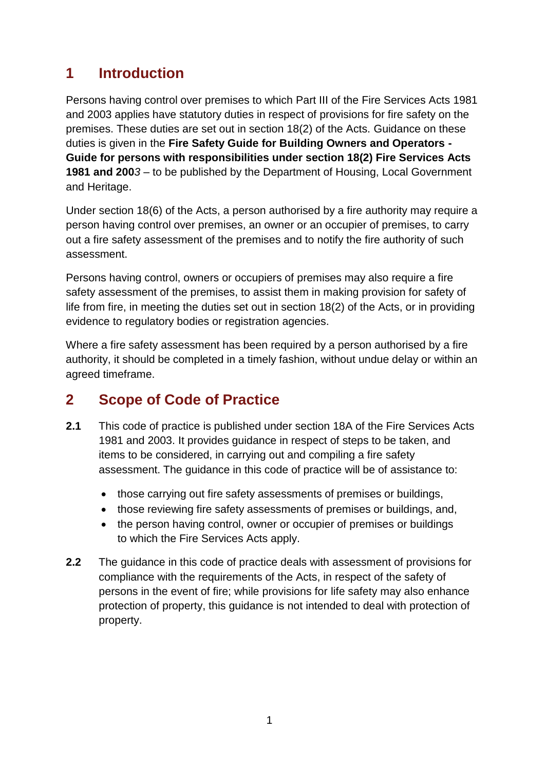# 1 Introduction

Persons having control over premises to which Part III of the Fire Services Acts 1981 and 2003 applies have statutory duties in respect of provisions for fire safety on the premises. These duties are set out in section 18(2) of the Acts. Guidance on these duties is given in the **Fire Safety Guide for Building Owners and Operators - Guide for persons with responsibilities under section 18(2) Fire Services Acts 1981 and 200***3* – to be published by the Department of Housing, Local Government and Heritage.

Under section 18(6) of the Acts, a person authorised by a fire authority may require a person having control over premises, an owner or an occupier of premises, to carry out a fire safety assessment of the premises and to notify the fire authority of such assessment.

Persons having control, owners or occupiers of premises may also require a fire safety assessment of the premises, to assist them in making provision for safety of life from fire, in meeting the duties set out in section 18(2) of the Acts, or in providing evidence to regulatory bodies or registration agencies.

Where a fire safety assessment has been required by a person authorised by a fire authority, it should be completed in a timely fashion, without undue delay or within an agreed timeframe.

# 2 Scope of Code of Practice

**2.1** This code of practice is published under section 18A of the Fire Services Acts 1981 and 2003. It provides guidance in respect of steps to be taken, and items to be considered, in carrying out and compiling a fire safety assessment. The guidance in this code of practice will be of assistance to:

- those carrying out fire safety assessments of premises or buildings,
- those reviewing fire safety assessments of premises or buildings, and,
- the person having control, owner or occupier of premises or buildings to which the Fire Services Acts apply.

**2.2** The guidance in this code of practice deals with assessment of provisions for compliance with the requirements of the Acts, in respect of the safety of persons in the event of fire; while provisions for life safety may also enhance protection of property, this guidance is not intended to deal with protection of property.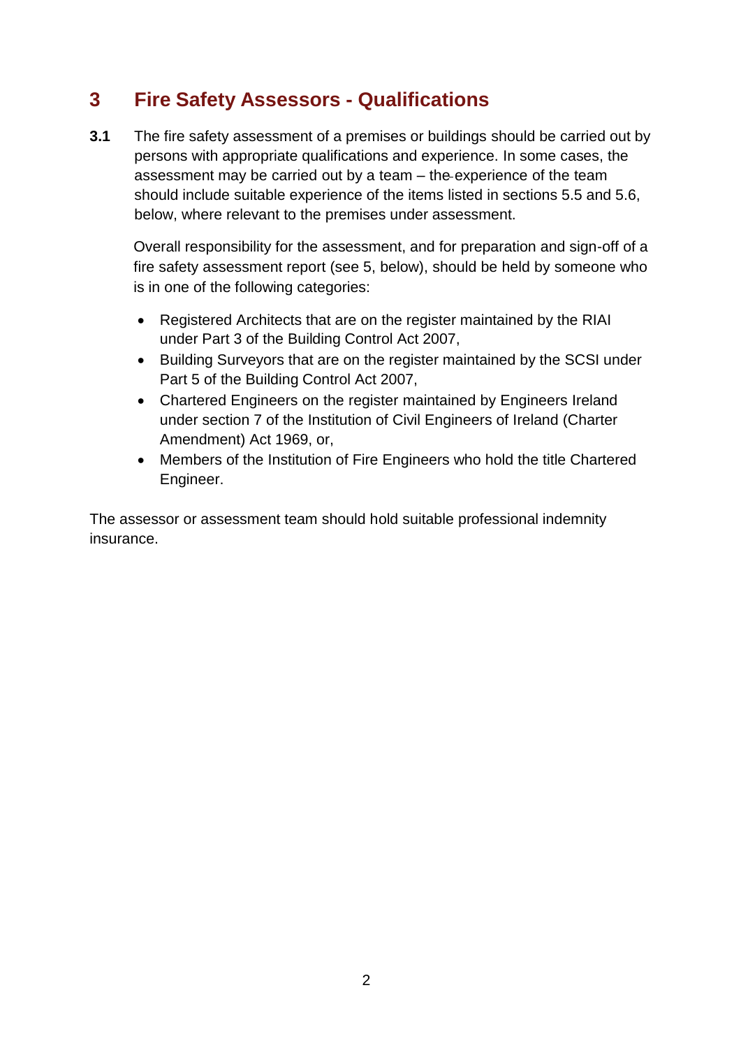# 3 Fire Safety Assessors - Qualifications

**3.1** The fire safety assessment of a premises or buildings should be carried out by persons with appropriate qualifications and experience. In some cases, the assessment may be carried out by a team – the experience of the team should include suitable experience of the items listed in sections 5.5 and 5.6, below, where relevant to the premises under assessment.

Overall responsibility for the assessment, and for preparation and sign-off of a fire safety assessment report (see 5, below), should be held by someone who is in one of the following categories:

- Registered Architects that are on the register maintained by the RIAI under Part 3 of the Building Control Act 2007,
- Building Surveyors that are on the register maintained by the SCSI under Part 5 of the Building Control Act 2007,
- Chartered Engineers on the register maintained by Engineers Ireland under section 7 of the Institution of Civil Engineers of Ireland (Charter Amendment) Act 1969, or,
- Members of the Institution of Fire Engineers who hold the title Chartered Engineer.

The assessor or assessment team should hold suitable professional indemnity insurance.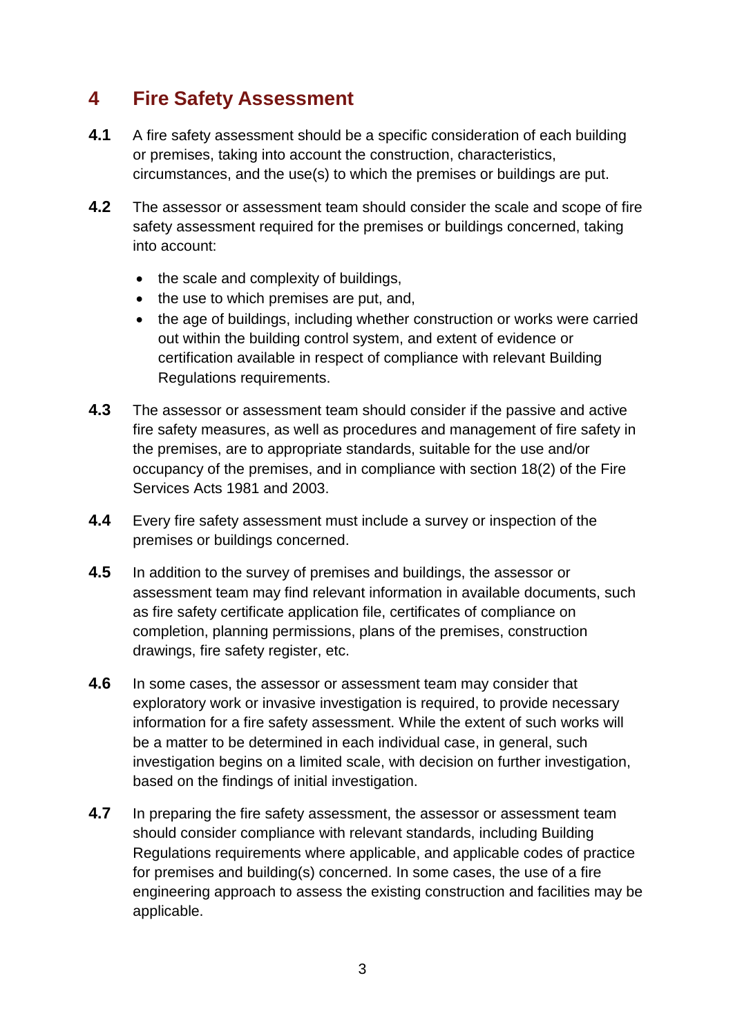## 4 Fire Safety Assessment

**4.1** A fire safety assessment should be a specific consideration of each building or premises, taking into account the construction, characteristics, circumstances, and the use(s) to which the premises or buildings are put.

**4.2** The assessor or assessment team should consider the scale and scope of fire safety assessment required for the premises or buildings concerned, taking into account:

- the scale and complexity of buildings,
- the use to which premises are put, and,
- the age of buildings, including whether construction or works were carried out within the building control system, and extent of evidence or certification available in respect of compliance with relevant Building Regulations requirements.

**4.3** The assessor or assessment team should consider if the passive and active fire safety measures, as well as procedures and management of fire safety in the premises, are to appropriate standards, suitable for the use and/or occupancy of the premises, and in compliance with section 18(2) of the Fire Services Acts 1981 and 2003.

**4.4** Every fire safety assessment must include a survey or inspection of the premises or buildings concerned.

**4.5** In addition to the survey of premises and buildings, the assessor or assessment team may find relevant information in available documents, such as fire safety certificate application file, certificates of compliance on completion, planning permissions, plans of the premises, construction drawings, fire safety register, etc.

**4.6** In some cases, the assessor or assessment team may consider that exploratory work or invasive investigation is required, to provide necessary information for a fire safety assessment. While the extent of such works will be a matter to be determined in each individual case, in general, such investigation begins on a limited scale, with decision on further investigation, based on the findings of initial investigation.

**4.7** In preparing the fire safety assessment, the assessor or assessment team should consider compliance with relevant standards, including Building Regulations requirements where applicable, and applicable codes of practice for premises and building(s) concerned. In some cases, the use of a fire engineering approach to assess the existing construction and facilities may be applicable.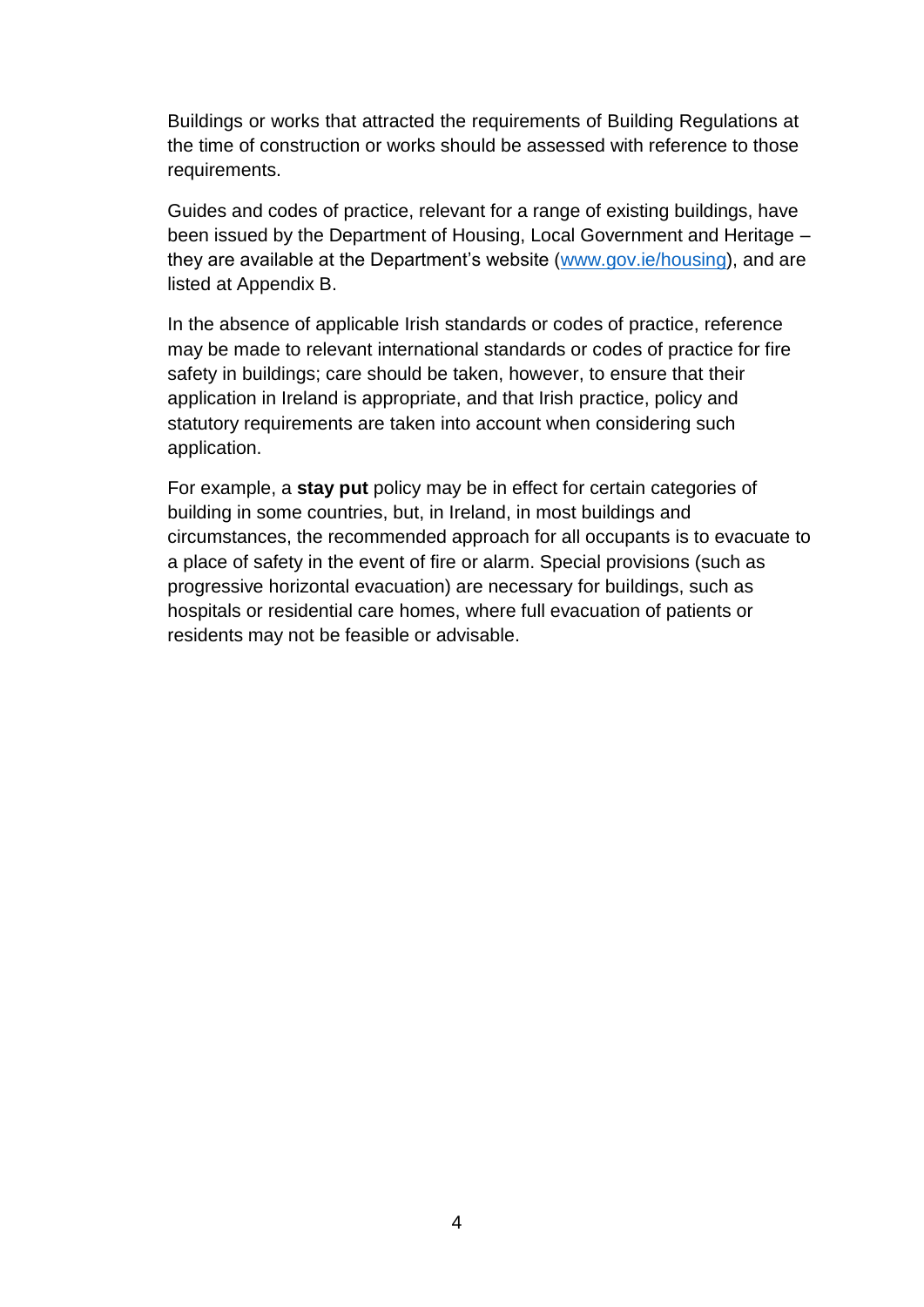Buildings or works that attracted the requirements of Building Regulations at the time of construction or works should be assessed with reference to those requirements.

Guides and codes of practice, relevant for a range of existing buildings, have been issued by the Department of Housing, Local Government and Heritage – they are available at the Department's website ([www.gov.ie/housing](www.gov.ie/housing)), and are listed at Appendix B.

In the absence of applicable Irish standards or codes of practice, reference may be made to relevant international standards or codes of practice for fire safety in buildings; care should be taken, however, to ensure that their application in Ireland is appropriate, and that Irish practice, policy and statutory requirements are taken into account when considering such application.

For example, a **stay put** policy may be in effect for certain categories of building in some countries, but, in Ireland, in most buildings and circumstances, the recommended approach for all occupants is to evacuate to a place of safety in the event of fire or alarm. Special provisions (such as progressive horizontal evacuation) are necessary for buildings, such as hospitals or residential care homes, where full evacuation of patients or residents may not be feasible or advisable.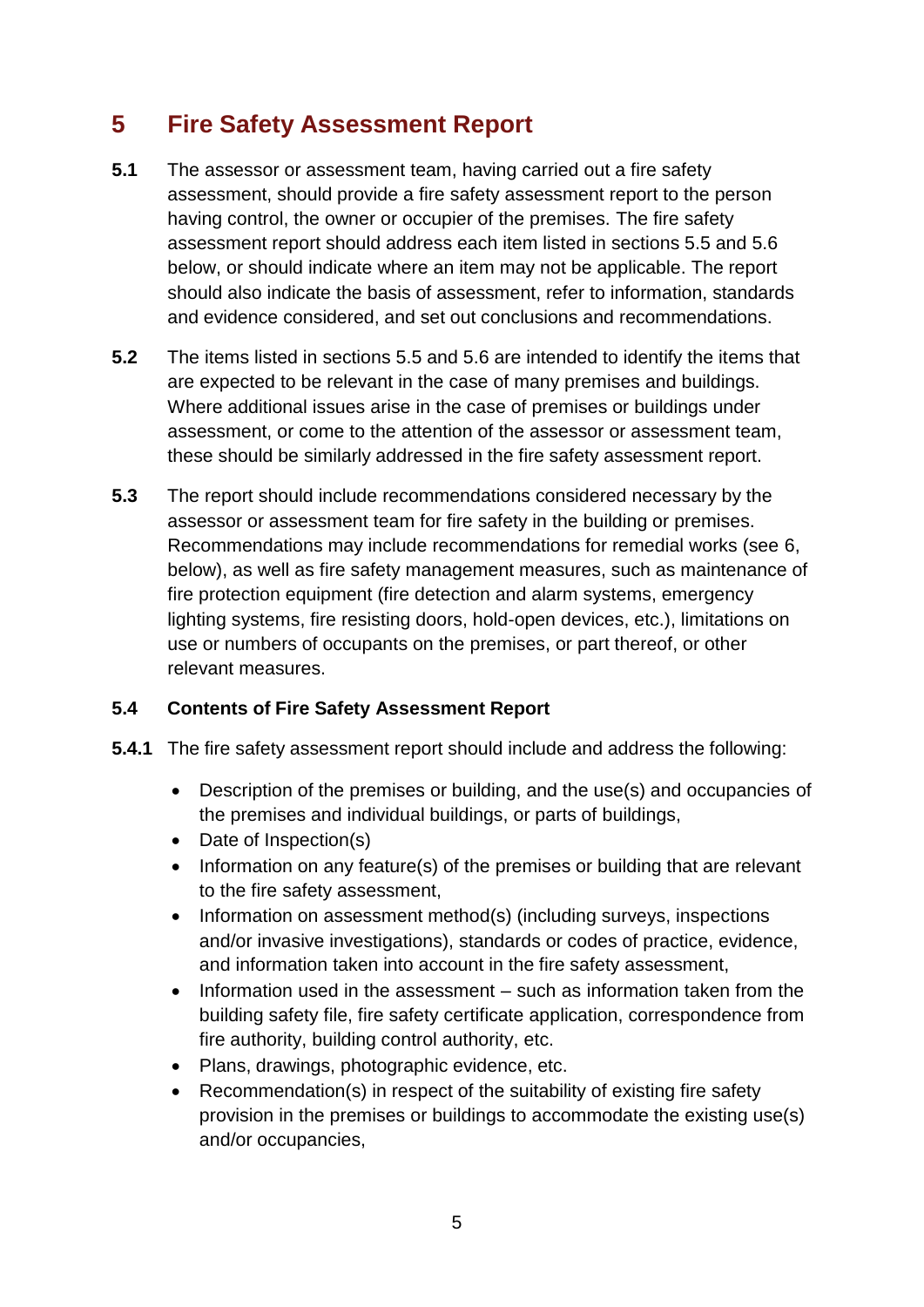# 5 Fire Safety Assessment Report

**5.1** The assessor or assessment team, having carried out a fire safety assessment, should provide a fire safety assessment report to the person having control, the owner or occupier of the premises. The fire safety assessment report should address each item listed in sections 5.5 and 5.6 below, or should indicate where an item may not be applicable. The report should also indicate the basis of assessment, refer to information, standards and evidence considered, and set out conclusions and recommendations.

**5.2** The items listed in sections 5.5 and 5.6 are intended to identify the items that are expected to be relevant in the case of many premises and buildings. Where additional issues arise in the case of premises or buildings under assessment, or come to the attention of the assessor or assessment team, these should be similarly addressed in the fire safety assessment report.

**5.3** The report should include recommendations considered necessary by the assessor or assessment team for fire safety in the building or premises. Recommendations may include recommendations for remedial works (see 6, below), as well as fire safety management measures, such as maintenance of fire protection equipment (fire detection and alarm systems, emergency lighting systems, fire resisting doors, hold-open devices, etc.), limitations on use or numbers of occupants on the premises, or part thereof, or other relevant measures.

**5.4 Contents of Fire Safety Assessment Report**

**5.4.1** The fire safety assessment report should include and address the following:

- Description of the premises or building, and the use(s) and occupancies of the premises and individual buildings, or parts of buildings,
- Date of Inspection(s)
- Information on any feature(s) of the premises or building that are relevant to the fire safety assessment,
- Information on assessment method(s) (including surveys, inspections and/or invasive investigations), standards or codes of practice, evidence, and information taken into account in the fire safety assessment,
- Information used in the assessment – such as information taken from the building safety file, fire safety certificate application, correspondence from fire authority, building control authority, etc.
- Plans, drawings, photographic evidence, etc.
- Recommendation(s) in respect of the suitability of existing fire safety provision in the premises or buildings to accommodate the existing use(s) and/or occupancies,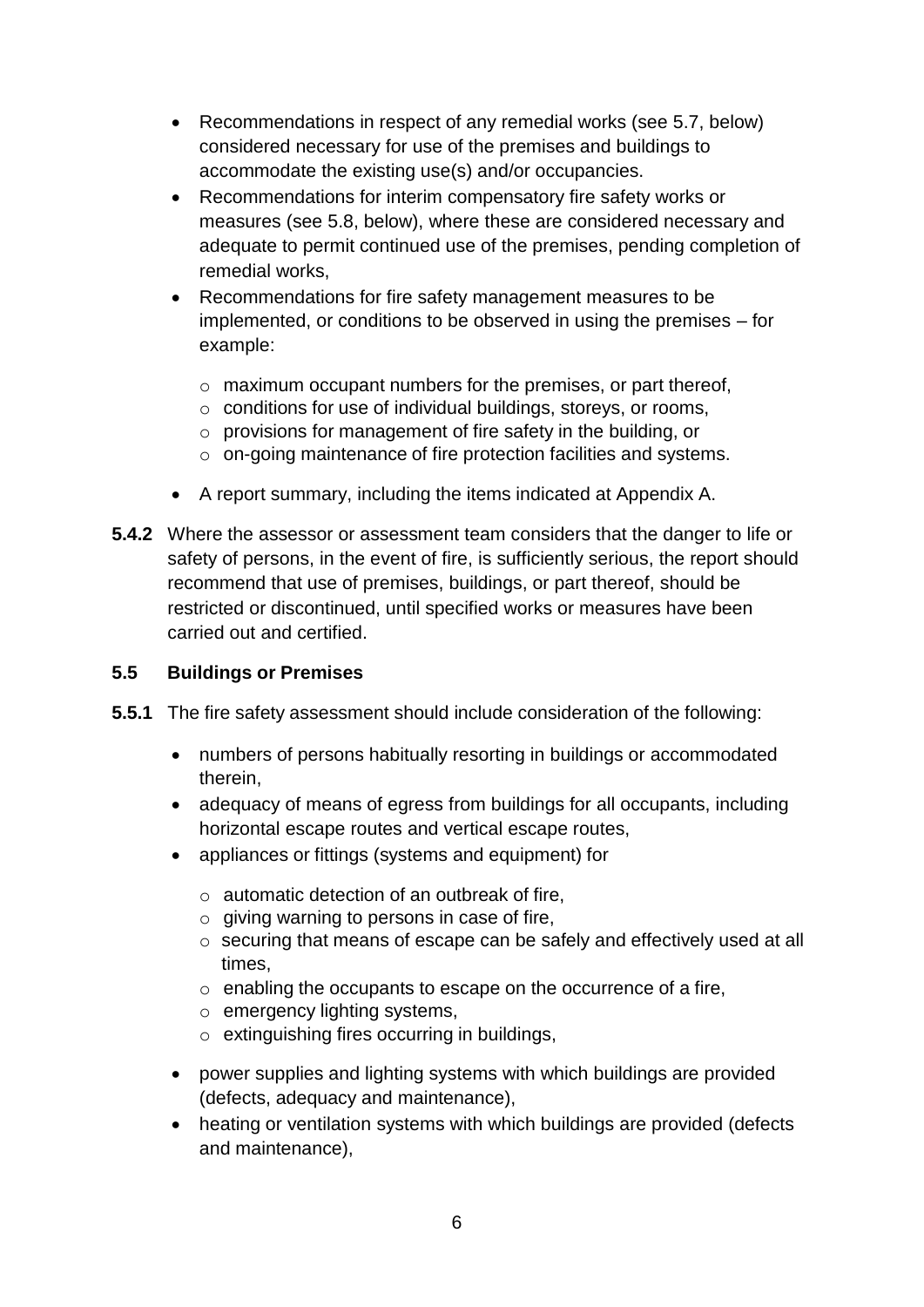- Recommendations in respect of any remedial works (see 5.7, below) considered necessary for use of the premises and buildings to accommodate the existing use(s) and/or occupancies.
- Recommendations for interim compensatory fire safety works or measures (see 5.8, below), where these are considered necessary and adequate to permit continued use of the premises, pending completion of remedial works,
- Recommendations for fire safety management measures to be implemented, or conditions to be observed in using the premises – for example:
  - maximum occupant numbers for the premises, or part thereof,
  - conditions for use of individual buildings, storeys, or rooms,
  - provisions for management of fire safety in the building, or
  - on-going maintenance of fire protection facilities and systems.
- A report summary, including the items indicated at Appendix A.

**5.4.2** Where the assessor or assessment team considers that the danger to life or safety of persons, in the event of fire, is sufficiently serious, the report should recommend that use of premises, buildings, or part thereof, should be restricted or discontinued, until specified works or measures have been carried out and certified.

### 5.5 Buildings or Premises

**5.5.1** The fire safety assessment should include consideration of the following:

- numbers of persons habitually resorting in buildings or accommodated therein,
- adequacy of means of egress from buildings for all occupants, including horizontal escape routes and vertical escape routes,
- appliances or fittings (systems and equipment) for
  - automatic detection of an outbreak of fire,
  - giving warning to persons in case of fire,
  - securing that means of escape can be safely and effectively used at all times,
  - enabling the occupants to escape on the occurrence of a fire,
  - emergency lighting systems,
  - extinguishing fires occurring in buildings,
- power supplies and lighting systems with which buildings are provided (defects, adequacy and maintenance),
- heating or ventilation systems with which buildings are provided (defects and maintenance),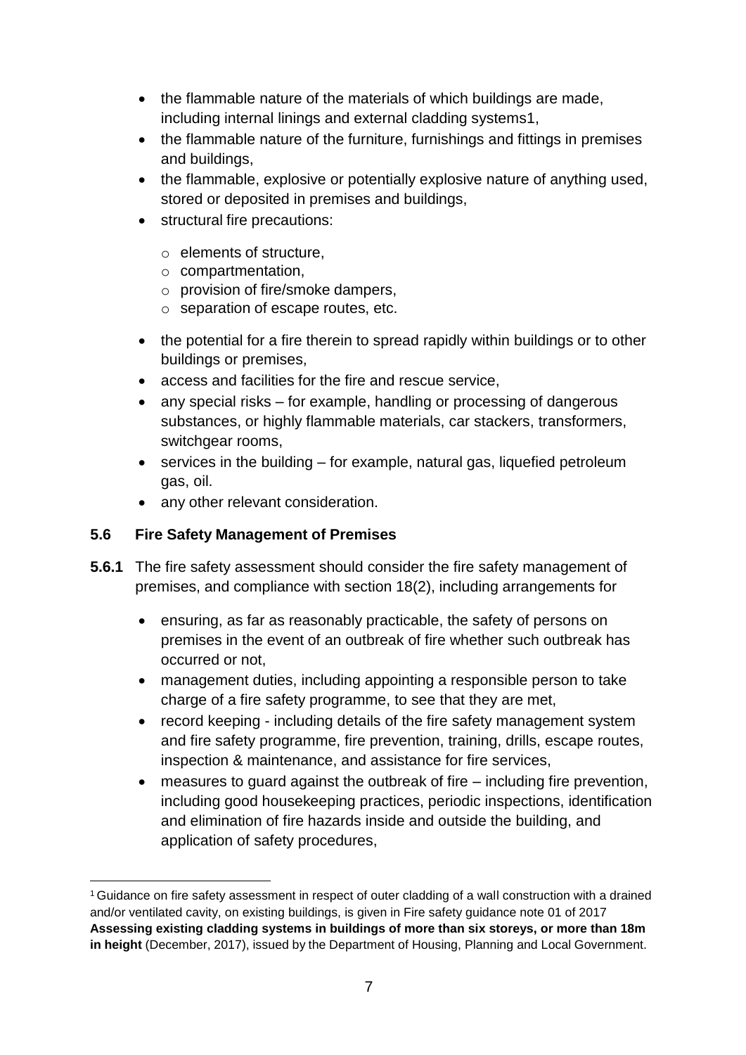- the flammable nature of the materials of which buildings are made, including internal linings and external cladding systems[1],
- the flammable nature of the furniture, furnishings and fittings in premises and buildings,
- the flammable, explosive or potentially explosive nature of anything used, stored or deposited in premises and buildings,
- structural fire precautions:
  - elements of structure,
  - compartmentation,
  - provision of fire/smoke dampers,
  - separation of escape routes, etc.
- the potential for a fire therein to spread rapidly within buildings or to other buildings or premises,
- access and facilities for the fire and rescue service,
- any special risks – for example, handling or processing of dangerous substances, or highly flammable materials, car stackers, transformers, switchgear rooms,
- services in the building – for example, natural gas, liquefied petroleum gas, oil.
- any other relevant consideration.

### 5.6 Fire Safety Management of Premises

**5.6.1** The fire safety assessment should consider the fire safety management of premises, and compliance with section 18(2), including arrangements for

- ensuring, as far as reasonably practicable, the safety of persons on premises in the event of an outbreak of fire whether such outbreak has occurred or not,
- management duties, including appointing a responsible person to take charge of a fire safety programme, to see that they are met,
- record keeping - including details of the fire safety management system and fire safety programme, fire prevention, training, drills, escape routes, inspection & maintenance, and assistance for fire services,
- measures to guard against the outbreak of fire – including fire prevention, including good housekeeping practices, periodic inspections, identification and elimination of fire hazards inside and outside the building, and application of safety procedures,

[1] Guidance on fire safety assessment in respect of outer cladding of a wall construction with a drained and/or ventilated cavity, on existing buildings, is given in Fire safety guidance note 01 of 2017 **Assessing existing cladding systems in buildings of more than six storeys, or more than 18m in height** (December, 2017), issued by the Department of Housing, Planning and Local Government.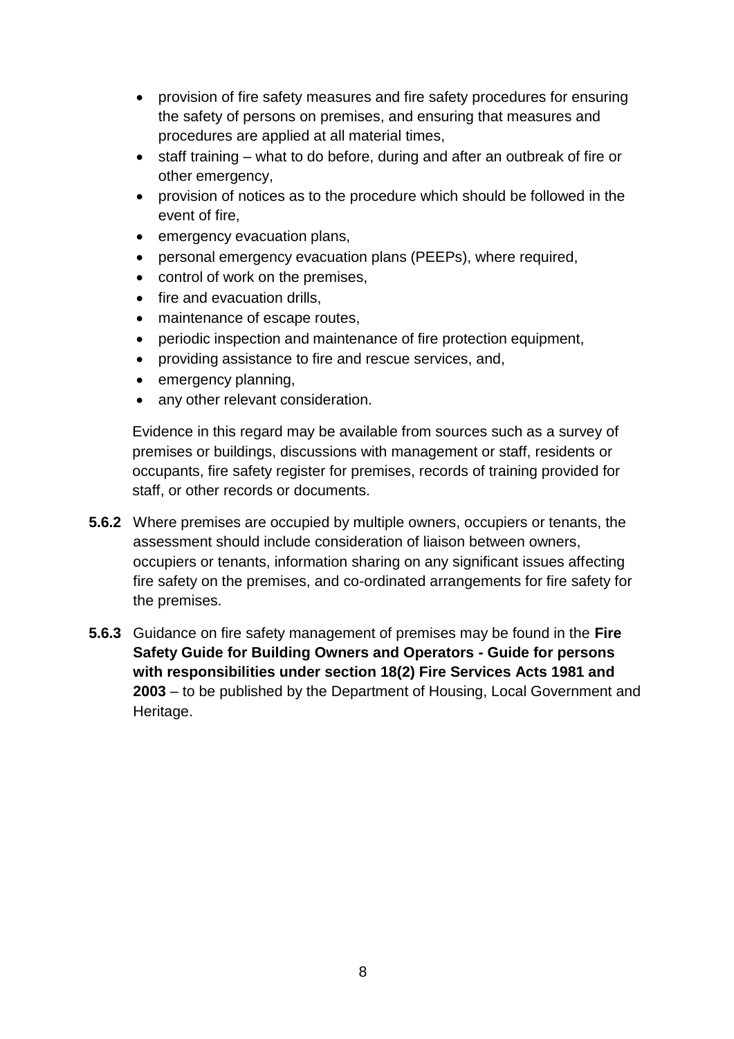- provision of fire safety measures and fire safety procedures for ensuring the safety of persons on premises, and ensuring that measures and procedures are applied at all material times,
- staff training – what to do before, during and after an outbreak of fire or other emergency,
- provision of notices as to the procedure which should be followed in the event of fire,
- emergency evacuation plans,
- personal emergency evacuation plans (PEEPs), where required,
- control of work on the premises,
- fire and evacuation drills,
- maintenance of escape routes,
- periodic inspection and maintenance of fire protection equipment,
- providing assistance to fire and rescue services, and,
- emergency planning,
- any other relevant consideration.

Evidence in this regard may be available from sources such as a survey of premises or buildings, discussions with management or staff, residents or occupants, fire safety register for premises, records of training provided for staff, or other records or documents.

**5.6.2** Where premises are occupied by multiple owners, occupiers or tenants, the assessment should include consideration of liaison between owners, occupiers or tenants, information sharing on any significant issues affecting fire safety on the premises, and co-ordinated arrangements for fire safety for the premises.

**5.6.3** Guidance on fire safety management of premises may be found in the **Fire Safety Guide for Building Owners and Operators - Guide for persons with responsibilities under section 18(2) Fire Services Acts 1981 and 2003** – to be published by the Department of Housing, Local Government and Heritage.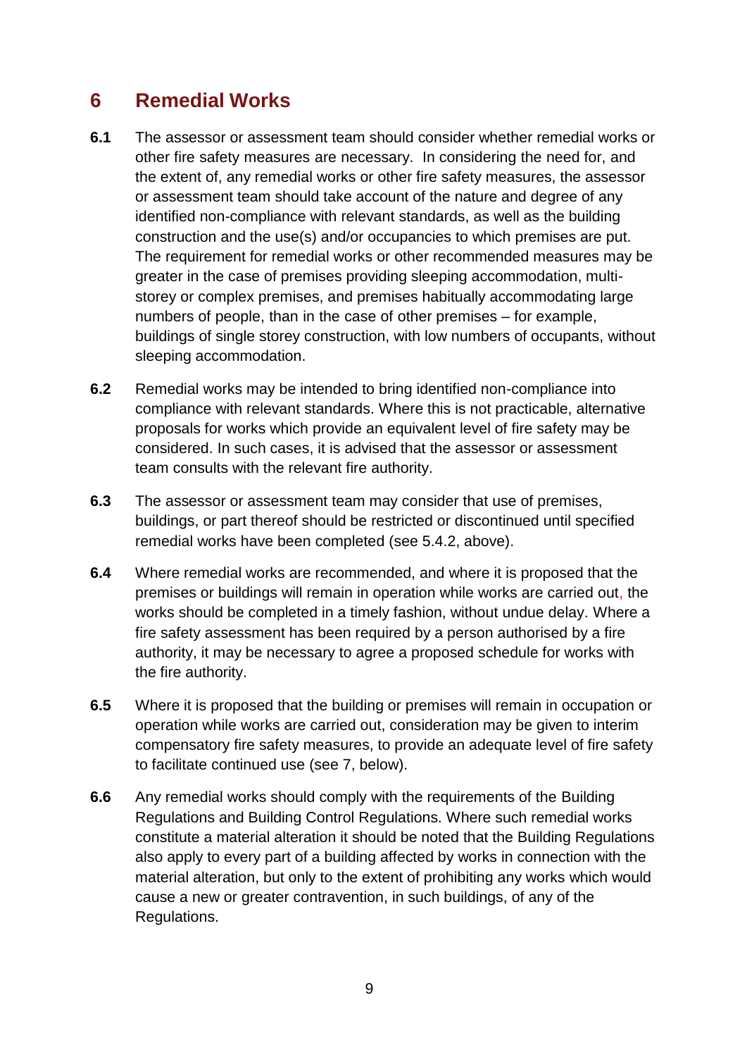## 6 Remedial Works

**6.1** The assessor or assessment team should consider whether remedial works or other fire safety measures are necessary. In considering the need for, and the extent of, any remedial works or other fire safety measures, the assessor or assessment team should take account of the nature and degree of any identified non-compliance with relevant standards, as well as the building construction and the use(s) and/or occupancies to which premises are put. The requirement for remedial works or other recommended measures may be greater in the case of premises providing sleeping accommodation, multi-storey or complex premises, and premises habitually accommodating large numbers of people, than in the case of other premises – for example, buildings of single storey construction, with low numbers of occupants, without sleeping accommodation.

**6.2** Remedial works may be intended to bring identified non-compliance into compliance with relevant standards. Where this is not practicable, alternative proposals for works which provide an equivalent level of fire safety may be considered. In such cases, it is advised that the assessor or assessment team consults with the relevant fire authority.

**6.3** The assessor or assessment team may consider that use of premises, buildings, or part thereof should be restricted or discontinued until specified remedial works have been completed (see 5.4.2, above).

**6.4** Where remedial works are recommended, and where it is proposed that the premises or buildings will remain in operation while works are carried out, the works should be completed in a timely fashion, without undue delay. Where a fire safety assessment has been required by a person authorised by a fire authority, it may be necessary to agree a proposed schedule for works with the fire authority.

**6.5** Where it is proposed that the building or premises will remain in occupation or operation while works are carried out, consideration may be given to interim compensatory fire safety measures, to provide an adequate level of fire safety to facilitate continued use (see 7, below).

**6.6** Any remedial works should comply with the requirements of the Building Regulations and Building Control Regulations. Where such remedial works constitute a material alteration it should be noted that the Building Regulations also apply to every part of a building affected by works in connection with the material alteration, but only to the extent of prohibiting any works which would cause a new or greater contravention, in such buildings, of any of the Regulations.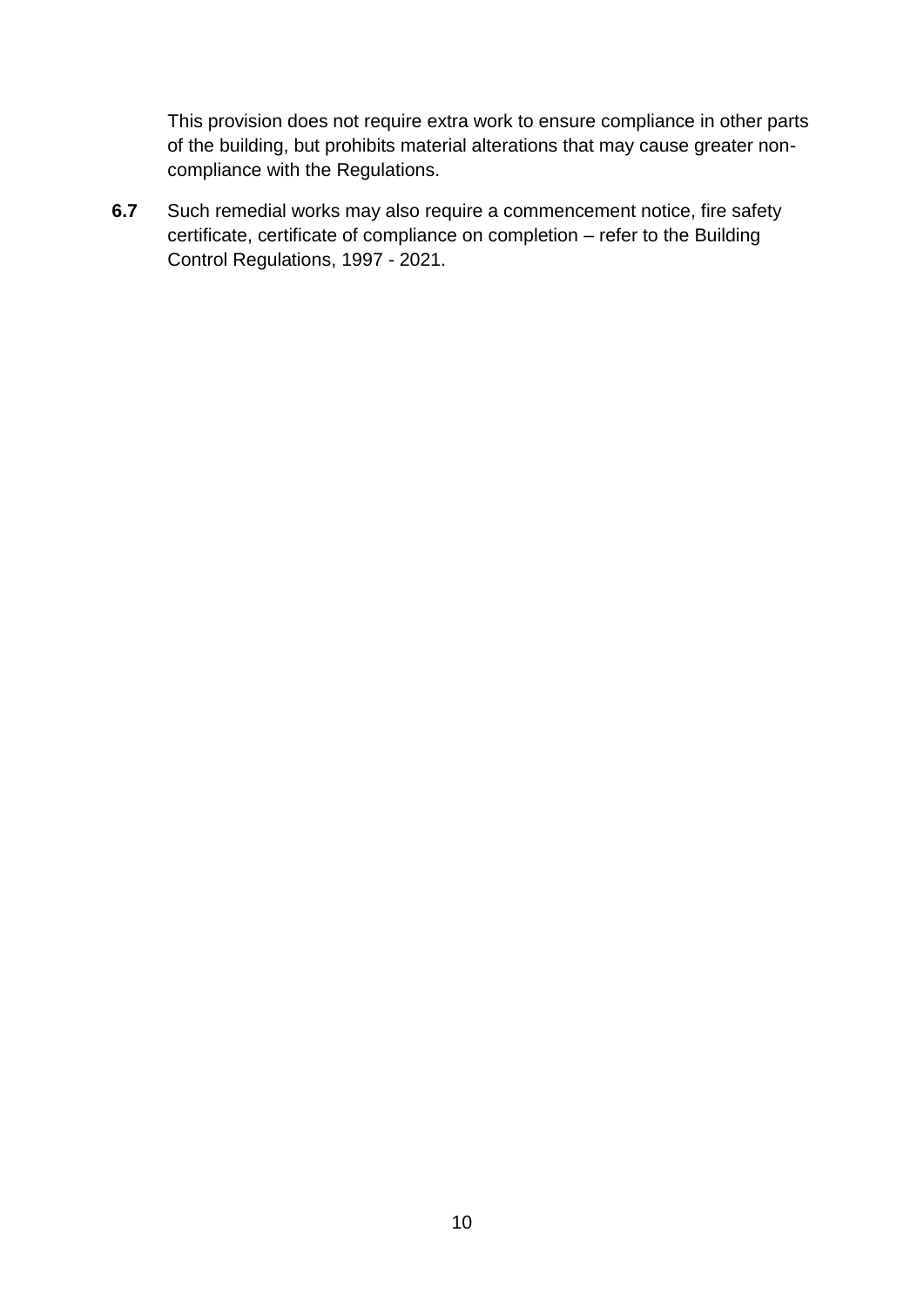This provision does not require extra work to ensure compliance in other parts of the building, but prohibits material alterations that may cause greater non-compliance with the Regulations.

**6.7** Such remedial works may also require a commencement notice, fire safety certificate, certificate of compliance on completion – refer to the Building Control Regulations, 1997 - 2021.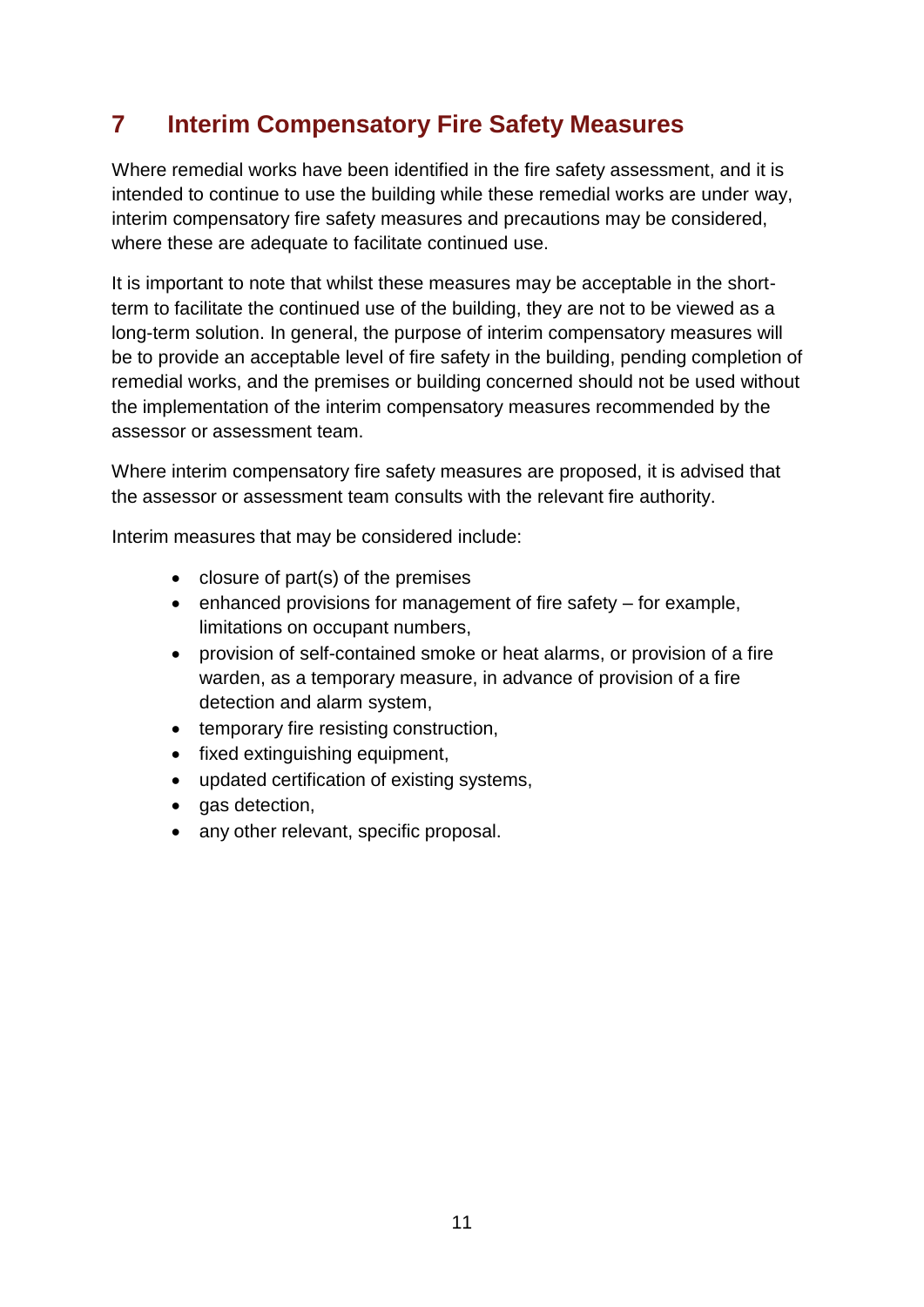## 7 Interim Compensatory Fire Safety Measures

Where remedial works have been identified in the fire safety assessment, and it is intended to continue to use the building while these remedial works are under way, interim compensatory fire safety measures and precautions may be considered, where these are adequate to facilitate continued use.

It is important to note that whilst these measures may be acceptable in the short-term to facilitate the continued use of the building, they are not to be viewed as a long-term solution. In general, the purpose of interim compensatory measures will be to provide an acceptable level of fire safety in the building, pending completion of remedial works, and the premises or building concerned should not be used without the implementation of the interim compensatory measures recommended by the assessor or assessment team.

Where interim compensatory fire safety measures are proposed, it is advised that the assessor or assessment team consults with the relevant fire authority.

Interim measures that may be considered include:

- closure of part(s) of the premises
- enhanced provisions for management of fire safety – for example, limitations on occupant numbers,
- provision of self-contained smoke or heat alarms, or provision of a fire warden, as a temporary measure, in advance of provision of a fire detection and alarm system,
- temporary fire resisting construction,
- fixed extinguishing equipment,
- updated certification of existing systems,
- gas detection,
- any other relevant, specific proposal.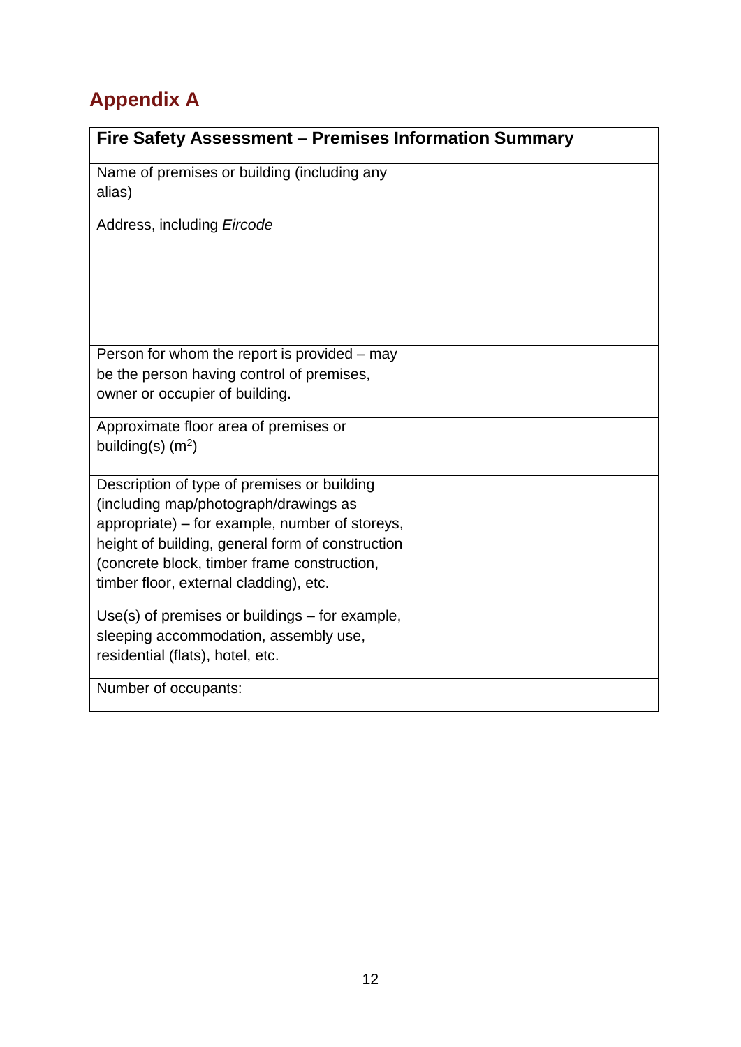## Appendix A

| Fire Safety Assessment – Premises Information Summary | |
|---|---|
| Name of premises or building (including any alias) | |
| Address, including *Eircode* | |
| Person for whom the report is provided – may be the person having control of premises, owner or occupier of building. | |
| Approximate floor area of premises or building(s) ($m^2$) | |
| Description of type of premises or building (including map/photograph/drawings as appropriate) – for example, number of storeys, height of building, general form of construction (concrete block, timber frame construction, timber floor, external cladding), etc. | |
| Use(s) of premises or buildings – for example, sleeping accommodation, assembly use, residential (flats), hotel, etc. | |
| Number of occupants: | |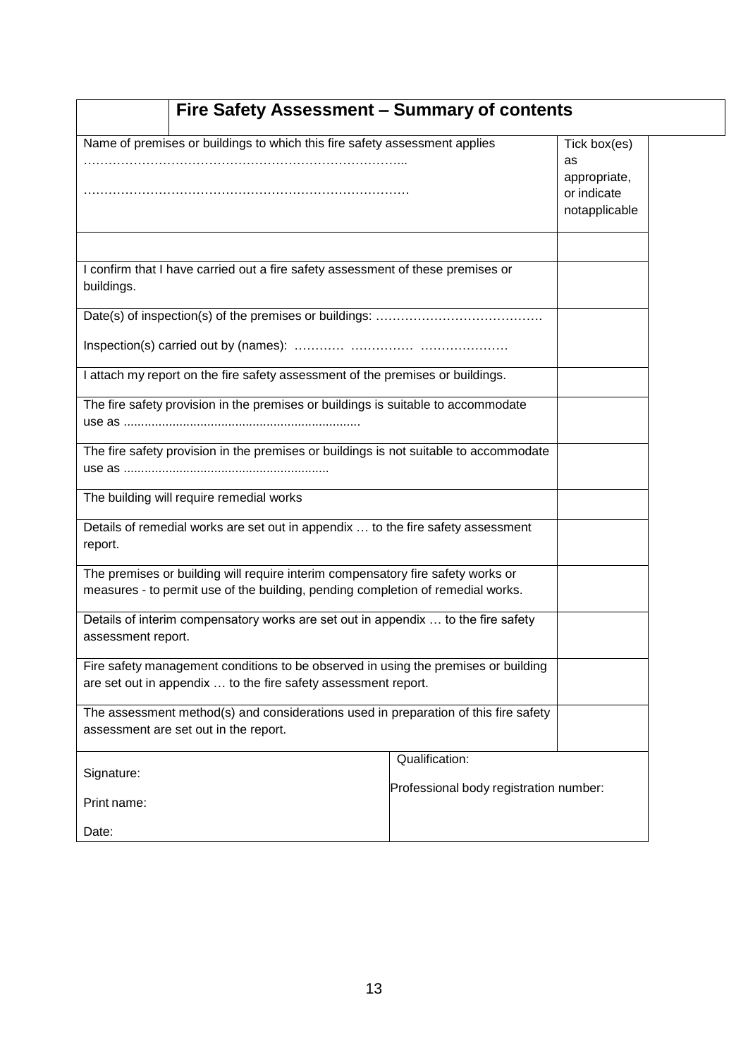## Fire Safety Assessment – Summary of contents

| Name of premises or buildings to which this fire safety assessment applies<br>…………………………………………………………………...<br>…………………………………………………………………… | Tick box(es) as appropriate, or indicate notapplicable |
|---|---|
| | |
| I confirm that I have carried out a fire safety assessment of these premises or buildings. | |
| Date(s) of inspection(s) of the premises or buildings: …………………………………<br>Inspection(s) carried out by (names): ………… …………… ………………… | |
| I attach my report on the fire safety assessment of the premises or buildings. | |
| The fire safety provision in the premises or buildings is suitable to accommodate use as .................................................................. | |
| The fire safety provision in the premises or buildings is not suitable to accommodate use as .......................................................... | |
| The building will require remedial works | |
| Details of remedial works are set out in appendix … to the fire safety assessment report. | |
| The premises or building will require interim compensatory fire safety works or measures - to permit use of the building, pending completion of remedial works. | |
| Details of interim compensatory works are set out in appendix … to the fire safety assessment report. | |
| Fire safety management conditions to be observed in using the premises or building are set out in appendix … to the fire safety assessment report. | |
| The assessment method(s) and considerations used in preparation of this fire safety assessment are set out in the report. | |

| Signature:<br>Print name:<br>Date: | Qualification:<br>Professional body registration number: |
|---|---|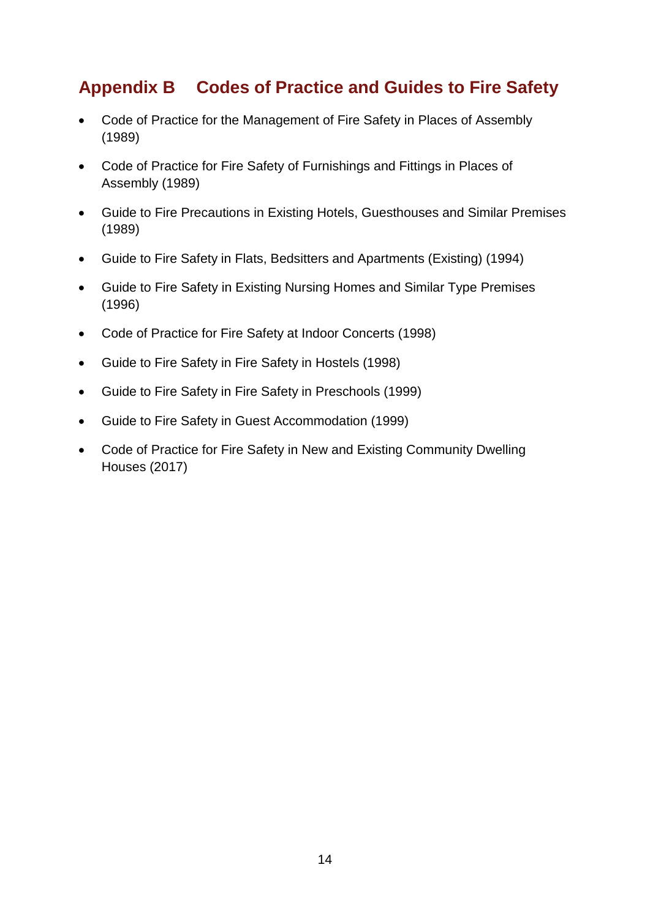## Appendix B Codes of Practice and Guides to Fire Safety

- Code of Practice for the Management of Fire Safety in Places of Assembly (1989)
- Code of Practice for Fire Safety of Furnishings and Fittings in Places of Assembly (1989)
- Guide to Fire Precautions in Existing Hotels, Guesthouses and Similar Premises (1989)
- Guide to Fire Safety in Flats, Bedsitters and Apartments (Existing) (1994)
- Guide to Fire Safety in Existing Nursing Homes and Similar Type Premises (1996)
- Code of Practice for Fire Safety at Indoor Concerts (1998)
- Guide to Fire Safety in Fire Safety in Hostels (1998)
- Guide to Fire Safety in Fire Safety in Preschools (1999)
- Guide to Fire Safety in Guest Accommodation (1999)
- Code of Practice for Fire Safety in New and Existing Community Dwelling Houses (2017)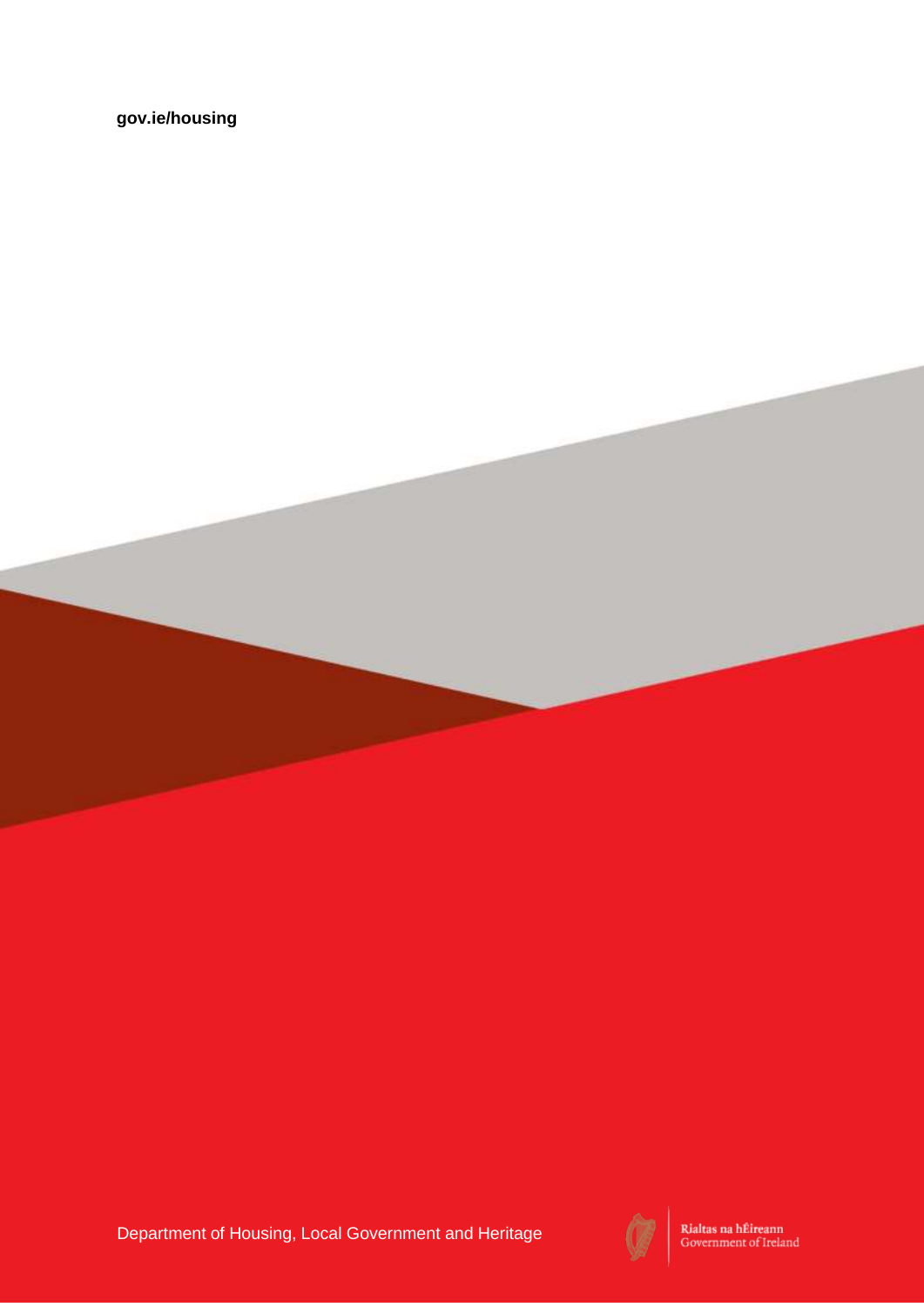**gov.ie/housing**

Department of Housing, Local Government and Heritage

Rialtas na hÉireann
Government of Ireland